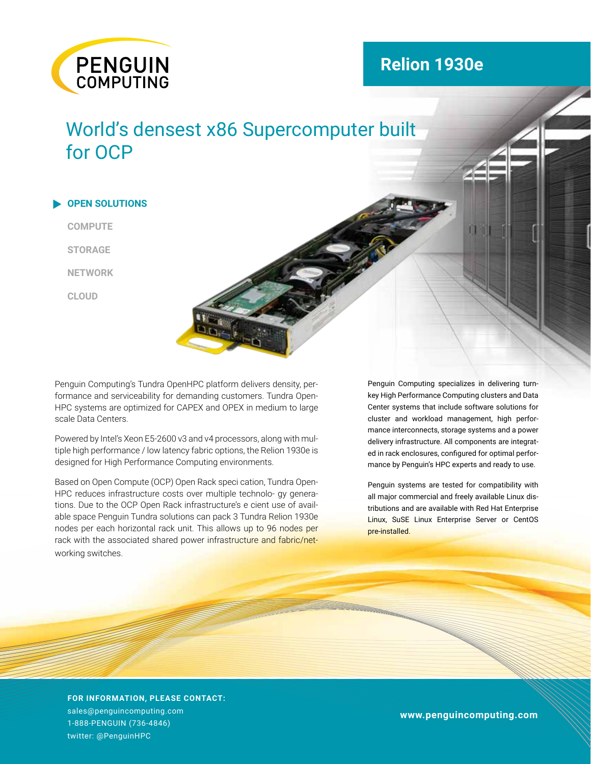PENGUIN COMPUTING

# Relion 1930e

## World's densest x86 Supercomputer built for OCP

- **OPEN SOLUTIONS**
- COMPUTE
- STORAGE
- NETWORK
- CLOUD

Penguin Computing's Tundra OpenHPC platform delivers density, performance and serviceability for demanding customers. Tundra OpenHPC systems are optimized for CAPEX and OPEX in medium to large scale Data Centers.

Powered by Intel's Xeon E5-2600 v3 and v4 processors, along with multiple high performance / low latency fabric options, the Relion 1930e is designed for High Performance Computing environments.

Based on Open Compute (OCP) Open Rack speci cation, Tundra OpenHPC reduces infrastructure costs over multiple technolo- gy generations. Due to the OCP Open Rack infrastructure's e cient use of available space Penguin Tundra solutions can pack 3 Tundra Relion 1930e nodes per each horizontal rack unit. This allows up to 96 nodes per rack with the associated shared power infrastructure and fabric/networking switches.

Penguin Computing specializes in delivering turnkey High Performance Computing clusters and Data Center systems that include software solutions for cluster and workload management, high performance interconnects, storage systems and a power delivery infrastructure. All components are integrated in rack enclosures, configured for optimal performance by Penguin's HPC experts and ready to use.

Penguin systems are tested for compatibility with all major commercial and freely available Linux distributions and are available with Red Hat Enterprise Linux, SuSE Linux Enterprise Server or CentOS pre-installed.

**FOR INFORMATION, PLEASE CONTACT:**
sales@penguincomputing.com
1-888-PENGUIN (736-4846)
twitter: @PenguinHPC

**www.penguincomputing.com**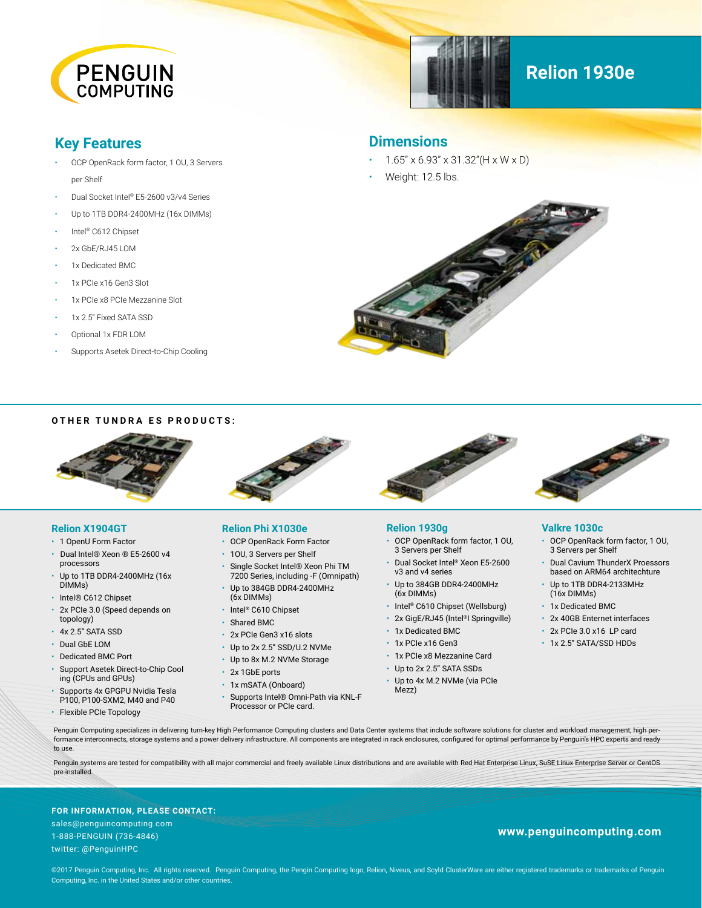PENGUIN COMPUTING

# Relion 1930e

## Key Features

- OCP OpenRack form factor, 1 OU, 3 Servers per Shelf
- Dual Socket Intel® E5-2600 v3/v4 Series
- Up to 1TB DDR4-2400MHz (16x DIMMs)
- Intel® C612 Chipset
- 2x GbE/RJ45 LOM
- 1x Dedicated BMC
- 1x PCIe x16 Gen3 Slot
- 1x PCIe x8 PCIe Mezzanine Slot
- 1x 2.5" Fixed SATA SSD
- Optional 1x FDR LOM
- Supports Asetek Direct-to-Chip Cooling

## Dimensions

- 1.65" x 6.93" x 31.32"(H x W x D)
- Weight: 12.5 lbs.

**OTHER TUNDRA ES PRODUCTS:**

### Relion X1904GT

- 1 OpenU Form Factor
- Dual Intel® Xeon ® E5-2600 v4 processors
- Up to 1TB DDR4-2400MHz (16x DIMMs)
- Intel® C612 Chipset
- 2x PCIe 3.0 (Speed depends on topology)
- 4x 2.5" SATA SSD
- Dual GbE LOM
- Dedicated BMC Port
- Support Asetek Direct-to-Chip Cool ing (CPUs and GPUs)
- Supports 4x GPGPU Nvidia Tesla P100, P100-SXM2, M40 and P40
- Flexible PCIe Topology

### Relion Phi X1030e

- OCP OpenRack Form Factor
- 1OU, 3 Servers per Shelf
- Single Socket Intel® Xeon Phi TM 7200 Series, including -F (Omnipath)
- Up to 384GB DDR4-2400MHz (6x DIMMs)
- Intel® C610 Chipset
- Shared BMC
- 2x PCIe Gen3 x16 slots
- Up to 2x 2.5" SSD/U.2 NVMe
- Up to 8x M.2 NVMe Storage
- 2x 1GbE ports
- 1x mSATA (Onboard)
- Supports Intel® Omni-Path via KNL-F Processor or PCIe card.

### Relion 1930g

- OCP OpenRack form factor, 1 OU, 3 Servers per Shelf
- Dual Socket Intel® Xeon E5-2600 v3 and v4 series
- Up to 384GB DDR4-2400MHz (6x DIMMs)
- Intel® C610 Chipset (Wellsburg)
- 2x GigE/RJ45 (Intel®I Springville)
- 1x Dedicated BMC
- 1x PCIe x16 Gen3
- 1x PCIe x8 Mezzanine Card
- Up to 2x 2.5" SATA SSDs
- Up to 4x M.2 NVMe (via PCIe Mezz)

### Valkre 1030c

- OCP OpenRack form factor, 1 OU, 3 Servers per Shelf
- Dual Cavium ThunderX Proessors based on ARM64 architechture
- Up to 1TB DDR4-2133MHz (16x DIMMs)
- 1x Dedicated BMC
- 2x 40GB Enternet interfaces
- 2x PCIe 3.0 x16 LP card
- 1x 2.5" SATA/SSD HDDs

Penguin Computing specializes in delivering turn-key High Performance Computing clusters and Data Center systems that include software solutions for cluster and workload management, high performance interconnects, storage systems and a power delivery infrastructure. All components are integrated in rack enclosures, configured for optimal performance by Penguin's HPC experts and ready to use.

Penguin systems are tested for compatibility with all major commercial and freely available Linux distributions and are available with Red Hat Enterprise Linux, SuSE Linux Enterprise Server or CentOS pre-installed.

**FOR INFORMATION, PLEASE CONTACT:**
sales@penguincomputing.com
1-888-PENGUIN (736-4846)
twitter: @PenguinHPC

**www.penguincomputing.com**

©2017 Penguin Computing, Inc. All rights reserved. Penguin Computing, the Pengin Computing logo, Relion, Niveus, and Scyld ClusterWare are either registered trademarks or trademarks of Penguin Computing, Inc. in the United States and/or other countries.